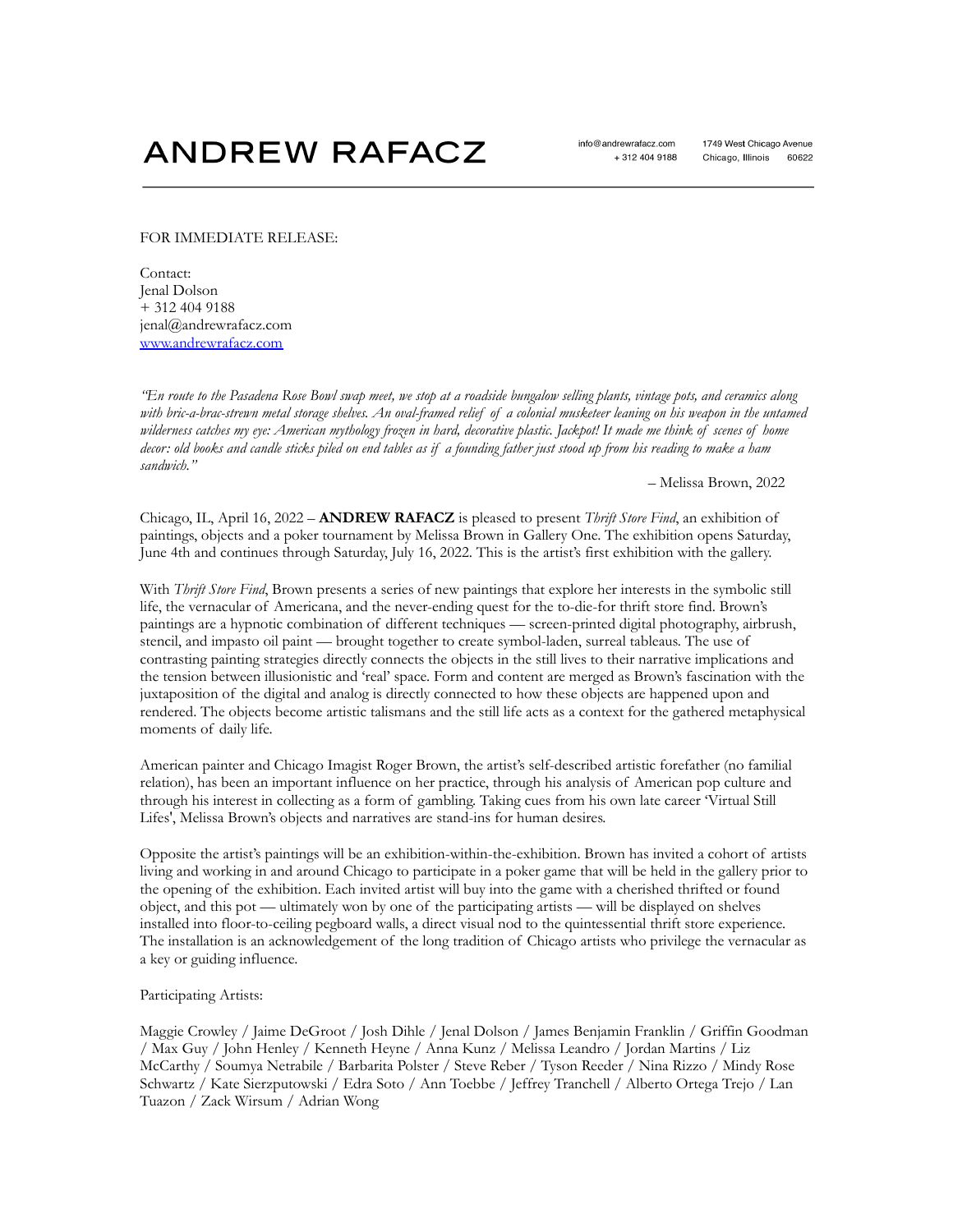# ANDREW RAFACZ

info@andrewrafacz.com
+ 312 404 9188

1749 West Chicago Avenue
Chicago, Illinois 60622

FOR IMMEDIATE RELEASE:

Contact:
Jenal Dolson
+ 312 404 9188
jenal@andrewrafacz.com
www.andrewrafacz.com

*"En route to the Pasadena Rose Bowl swap meet, we stop at a roadside bungalow selling plants, vintage pots, and ceramics along with bric-a-brac-strewn metal storage shelves. An oval-framed relief of a colonial musketeer leaning on his weapon in the untamed wilderness catches my eye: American mythology frozen in hard, decorative plastic. Jackpot! It made me think of scenes of home decor: old books and candle sticks piled on end tables as if a founding father just stood up from his reading to make a ham sandwich."*

– Melissa Brown, 2022

Chicago, IL, April 16, 2022 – **ANDREW RAFACZ** is pleased to present *Thrift Store Find*, an exhibition of paintings, objects and a poker tournament by Melissa Brown in Gallery One. The exhibition opens Saturday, June 4th and continues through Saturday, July 16, 2022. This is the artist's first exhibition with the gallery.

With *Thrift Store Find*, Brown presents a series of new paintings that explore her interests in the symbolic still life, the vernacular of Americana, and the never-ending quest for the to-die-for thrift store find. Brown's paintings are a hypnotic combination of different techniques — screen-printed digital photography, airbrush, stencil, and impasto oil paint — brought together to create symbol-laden, surreal tableaus. The use of contrasting painting strategies directly connects the objects in the still lives to their narrative implications and the tension between illusionistic and 'real' space. Form and content are merged as Brown's fascination with the juxtaposition of the digital and analog is directly connected to how these objects are happened upon and rendered. The objects become artistic talismans and the still life acts as a context for the gathered metaphysical moments of daily life.

American painter and Chicago Imagist Roger Brown, the artist's self-described artistic forefather (no familial relation), has been an important influence on her practice, through his analysis of American pop culture and through his interest in collecting as a form of gambling. Taking cues from his own late career 'Virtual Still Lifes', Melissa Brown's objects and narratives are stand-ins for human desires.

Opposite the artist's paintings will be an exhibition-within-the-exhibition. Brown has invited a cohort of artists living and working in and around Chicago to participate in a poker game that will be held in the gallery prior to the opening of the exhibition. Each invited artist will buy into the game with a cherished thrifted or found object, and this pot — ultimately won by one of the participating artists — will be displayed on shelves installed into floor-to-ceiling pegboard walls, a direct visual nod to the quintessential thrift store experience. The installation is an acknowledgement of the long tradition of Chicago artists who privilege the vernacular as a key or guiding influence.

Participating Artists:

Maggie Crowley / Jaime DeGroot / Josh Dihle / Jenal Dolson / James Benjamin Franklin / Griffin Goodman / Max Guy / John Henley / Kenneth Heyne / Anna Kunz / Melissa Leandro / Jordan Martins / Liz McCarthy / Soumya Netrabile / Barbarita Polster / Steve Reber / Tyson Reeder / Nina Rizzo / Mindy Rose Schwartz / Kate Sierzputowski / Edra Soto / Ann Toebbe / Jeffrey Tranchell / Alberto Ortega Trejo / Lan Tuazon / Zack Wirsum / Adrian Wong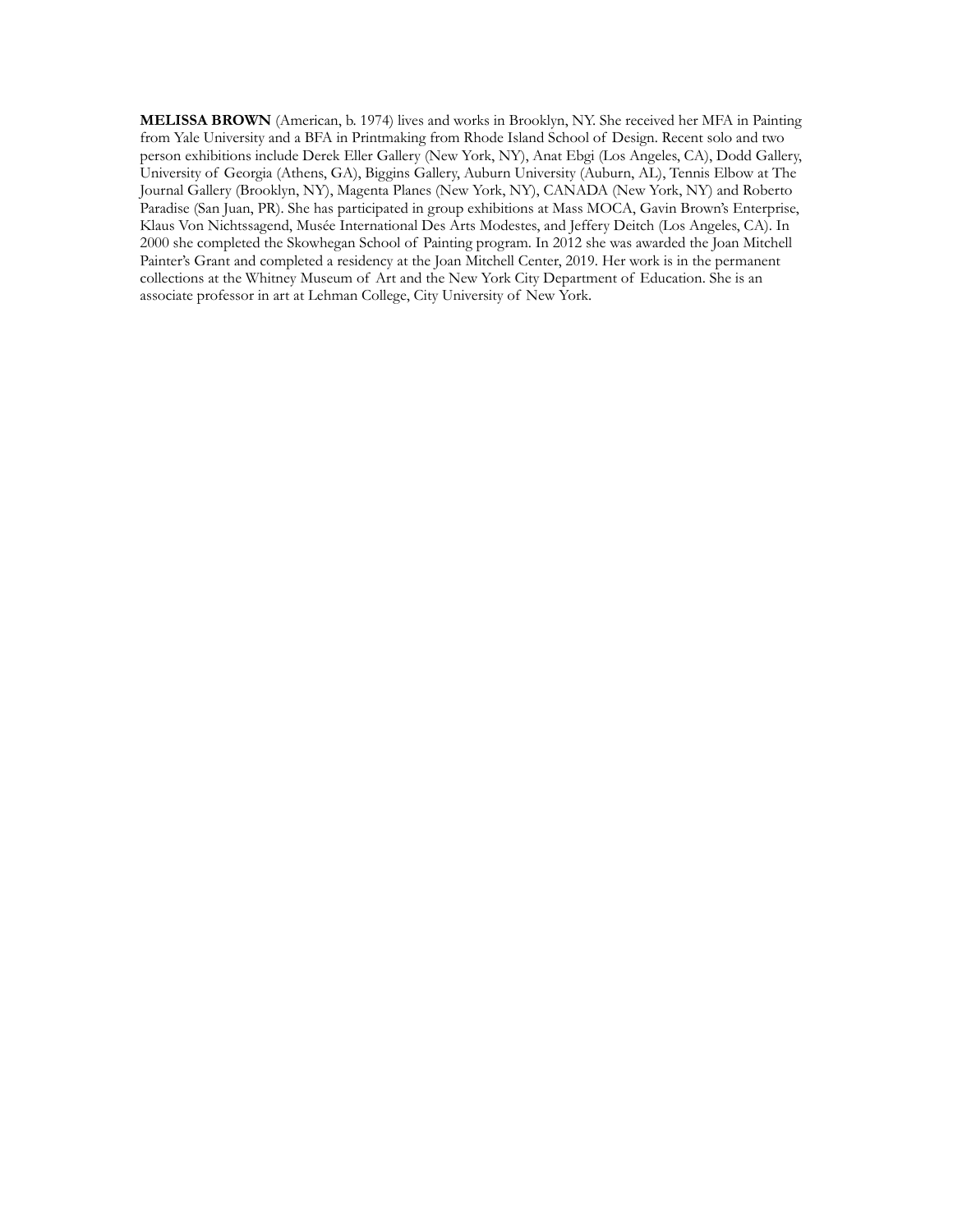**MELISSA BROWN** (American, b. 1974) lives and works in Brooklyn, NY. She received her MFA in Painting from Yale University and a BFA in Printmaking from Rhode Island School of Design. Recent solo and two person exhibitions include Derek Eller Gallery (New York, NY), Anat Ebgi (Los Angeles, CA), Dodd Gallery, University of Georgia (Athens, GA), Biggins Gallery, Auburn University (Auburn, AL), Tennis Elbow at The Journal Gallery (Brooklyn, NY), Magenta Planes (New York, NY), CANADA (New York, NY) and Roberto Paradise (San Juan, PR). She has participated in group exhibitions at Mass MOCA, Gavin Brown's Enterprise, Klaus Von Nichtssagend, Musée International Des Arts Modestes, and Jeffery Deitch (Los Angeles, CA). In 2000 she completed the Skowhegan School of Painting program. In 2012 she was awarded the Joan Mitchell Painter's Grant and completed a residency at the Joan Mitchell Center, 2019. Her work is in the permanent collections at the Whitney Museum of Art and the New York City Department of Education. She is an associate professor in art at Lehman College, City University of New York.